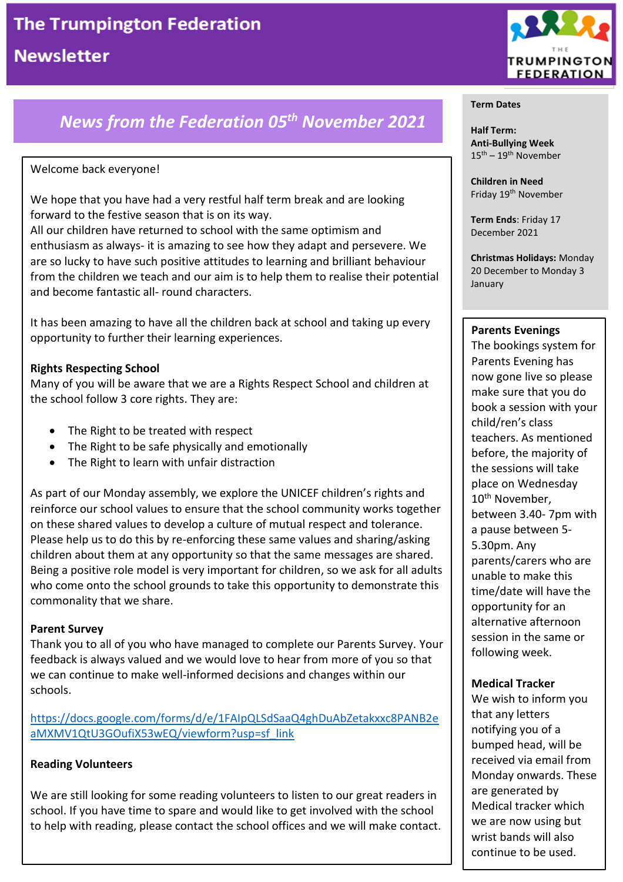# The Trumpington Federation Newsletter

## News from the Federation 05th November 2021

Welcome back everyone!

We hope that you have had a very restful half term break and are looking forward to the festive season that is on its way.
All our children have returned to school with the same optimism and enthusiasm as always- it is amazing to see how they adapt and persevere. We are so lucky to have such positive attitudes to learning and brilliant behaviour from the children we teach and our aim is to help them to realise their potential and become fantastic all- round characters.

It has been amazing to have all the children back at school and taking up every opportunity to further their learning experiences.

**Rights Respecting School**

Many of you will be aware that we are a Rights Respect School and children at the school follow 3 core rights. They are:

- The Right to be treated with respect
- The Right to be safe physically and emotionally
- The Right to learn with unfair distraction

As part of our Monday assembly, we explore the UNICEF children's rights and reinforce our school values to ensure that the school community works together on these shared values to develop a culture of mutual respect and tolerance. Please help us to do this by re-enforcing these same values and sharing/asking children about them at any opportunity so that the same messages are shared. Being a positive role model is very important for children, so we ask for all adults who come onto the school grounds to take this opportunity to demonstrate this commonality that we share.

**Parent Survey**

Thank you to all of you who have managed to complete our Parents Survey. Your feedback is always valued and we would love to hear from more of you so that we can continue to make well-informed decisions and changes within our schools.

https://docs.google.com/forms/d/e/1FAIpQLSdSaaQ4ghDuAbZetakxxc8PANB2eaMXMV1QtU3GOufiX53wEQ/viewform?usp=sf_link

**Reading Volunteers**

We are still looking for some reading volunteers to listen to our great readers in school. If you have time to spare and would like to get involved with the school to help with reading, please contact the school offices and we will make contact.

**Term Dates**

**Half Term:**
**Anti-Bullying Week**
15th – 19th November

**Children in Need**
Friday 19th November

**Term Ends**: Friday 17 December 2021

**Christmas Holidays:** Monday 20 December to Monday 3 January

**Parents Evenings**

The bookings system for Parents Evening has now gone live so please make sure that you do book a session with your child/ren's class teachers. As mentioned before, the majority of the sessions will take place on Wednesday 10th November, between 3.40- 7pm with a pause between 5-5.30pm. Any parents/carers who are unable to make this time/date will have the opportunity for an alternative afternoon session in the same or following week.

**Medical Tracker**

We wish to inform you that any letters notifying you of a bumped head, will be received via email from Monday onwards. These are generated by Medical tracker which we are now using but wrist bands will also continue to be used.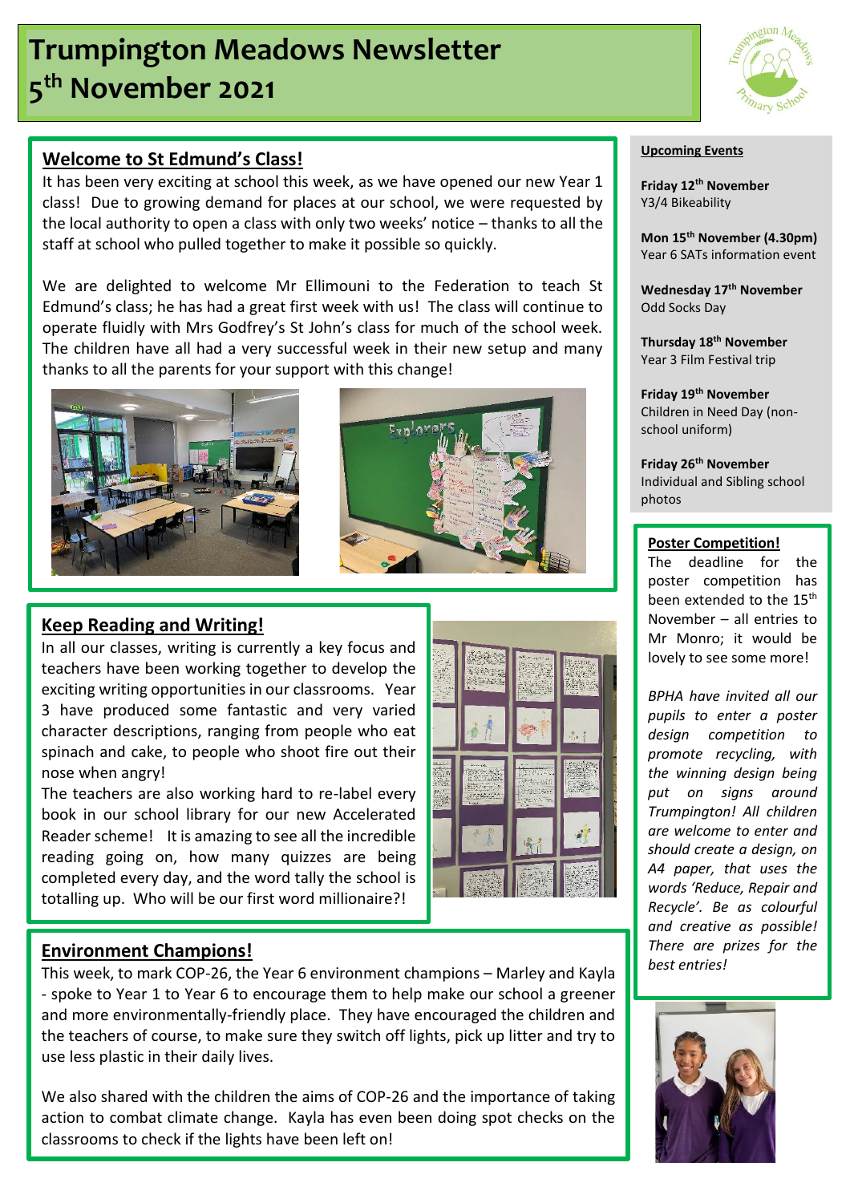# Trumpington Meadows Newsletter 5th November 2021

## Welcome to St Edmund's Class!

It has been very exciting at school this week, as we have opened our new Year 1 class! Due to growing demand for places at our school, we were requested by the local authority to open a class with only two weeks' notice – thanks to all the staff at school who pulled together to make it possible so quickly.

We are delighted to welcome Mr Ellimouni to the Federation to teach St Edmund's class; he has had a great first week with us! The class will continue to operate fluidly with Mrs Godfrey's St John's class for much of the school week. The children have all had a very successful week in their new setup and many thanks to all the parents for your support with this change!

## Keep Reading and Writing!

In all our classes, writing is currently a key focus and teachers have been working together to develop the exciting writing opportunities in our classrooms. Year 3 have produced some fantastic and very varied character descriptions, ranging from people who eat spinach and cake, to people who shoot fire out their nose when angry!

The teachers are also working hard to re-label every book in our school library for our new Accelerated Reader scheme! It is amazing to see all the incredible reading going on, how many quizzes are being completed every day, and the word tally the school is totalling up. Who will be our first word millionaire?!

## Environment Champions!

This week, to mark COP-26, the Year 6 environment champions – Marley and Kayla - spoke to Year 1 to Year 6 to encourage them to help make our school a greener and more environmentally-friendly place. They have encouraged the children and the teachers of course, to make sure they switch off lights, pick up litter and try to use less plastic in their daily lives.

We also shared with the children the aims of COP-26 and the importance of taking action to combat climate change. Kayla has even been doing spot checks on the classrooms to check if the lights have been left on!

## Upcoming Events

**Friday 12th November**
Y3/4 Bikeability

**Mon 15th November (4.30pm)**
Year 6 SATs information event

**Wednesday 17th November**
Odd Socks Day

**Thursday 18th November**
Year 3 Film Festival trip

**Friday 19th November**
Children in Need Day (non-school uniform)

**Friday 26th November**
Individual and Sibling school photos

## Poster Competition!

The deadline for the poster competition has been extended to the 15th November – all entries to Mr Monro; it would be lovely to see some more!

*BPHA have invited all our pupils to enter a poster design competition to promote recycling, with the winning design being put on signs around Trumpington! All children are welcome to enter and should create a design, on A4 paper, that uses the words 'Reduce, Repair and Recycle'. Be as colourful and creative as possible! There are prizes for the best entries!*